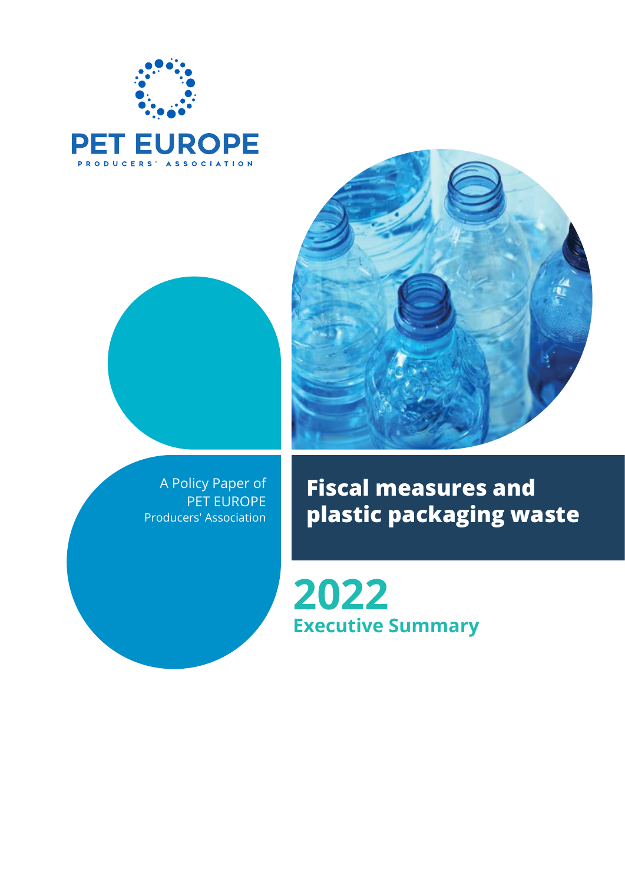PET EUROPE

PRODUCERS' ASSOCIATION

A Policy Paper of PET EUROPE Producers' Association

# Fiscal measures and plastic packaging waste

## 2022

### Executive Summary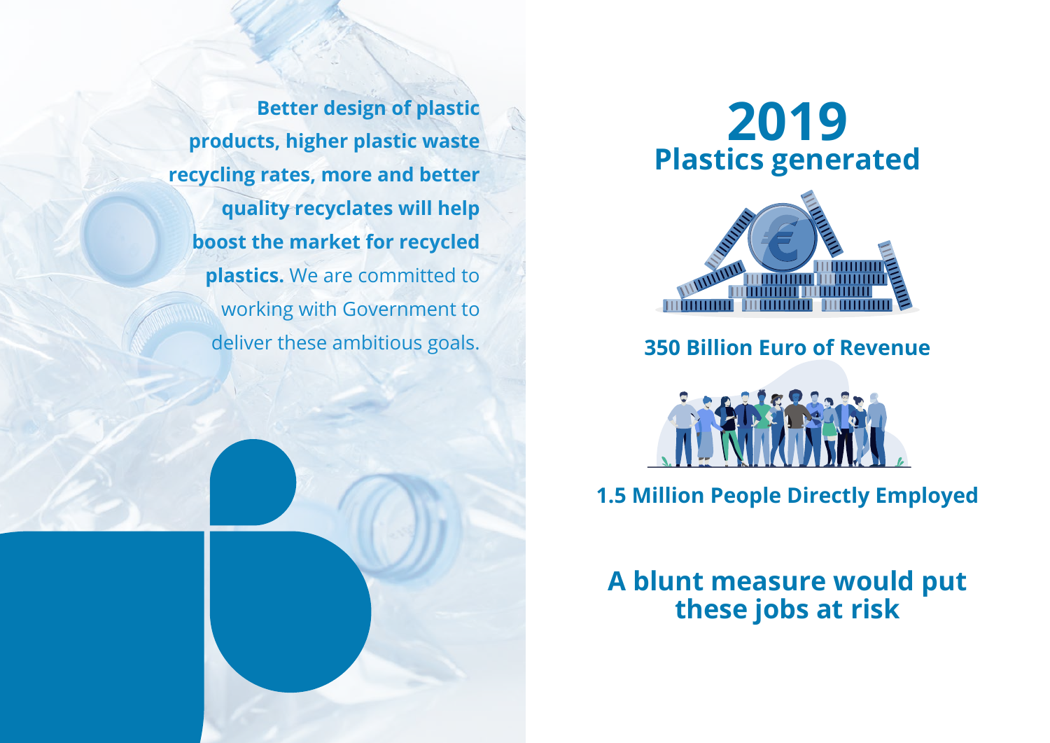**Better design of plastic products, higher plastic waste recycling rates, more and better quality recyclates will help boost the market for recycled plastics.** We are committed to working with Government to deliver these ambitious goals.

# 2019
## Plastics generated

**350 Billion Euro of Revenue**

**1.5 Million People Directly Employed**

## A blunt measure would put these jobs at risk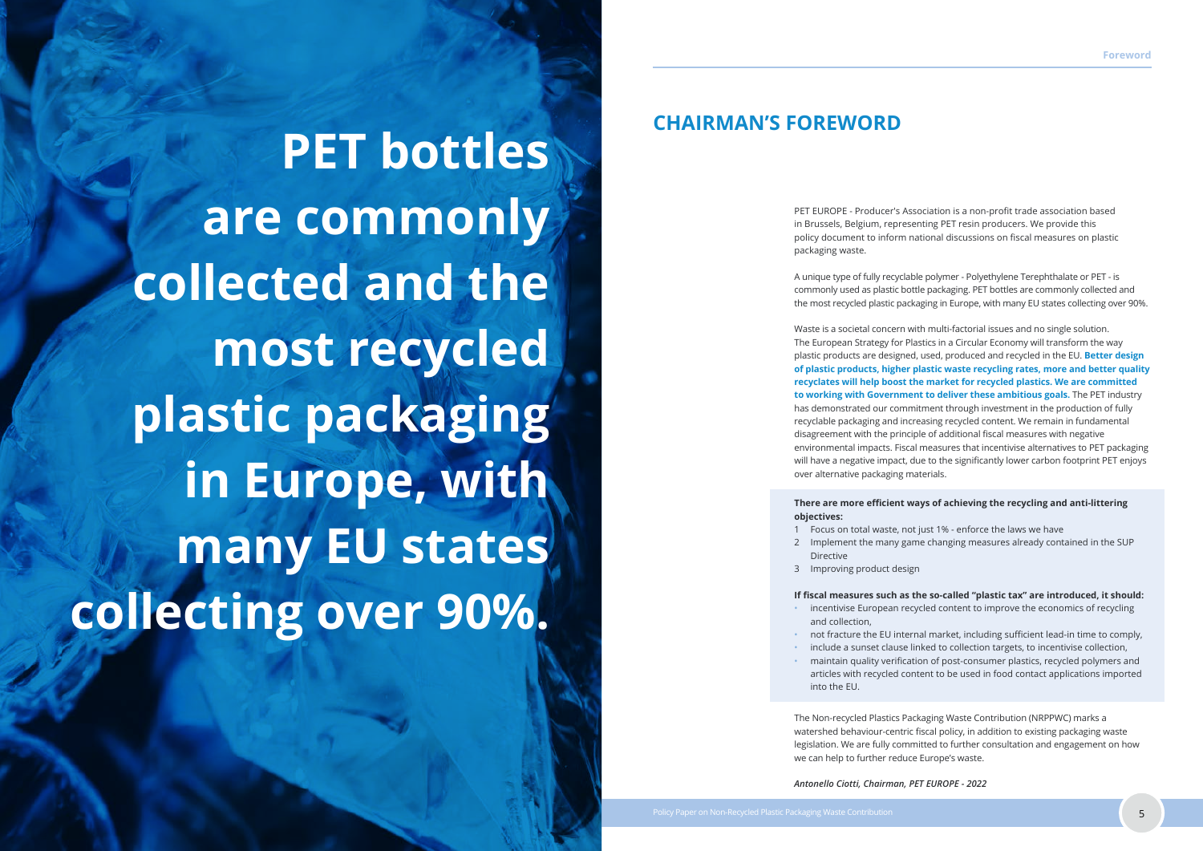**PET bottles are commonly collected and the most recycled plastic packaging in Europe, with many EU states collecting over 90%.**

## CHAIRMAN'S FOREWORD

PET EUROPE - Producer's Association is a non-profit trade association based in Brussels, Belgium, representing PET resin producers. We provide this policy document to inform national discussions on fiscal measures on plastic packaging waste.

A unique type of fully recyclable polymer - Polyethylene Terephthalate or PET - is commonly used as plastic bottle packaging. PET bottles are commonly collected and the most recycled plastic packaging in Europe, with many EU states collecting over 90%.

Waste is a societal concern with multi-factorial issues and no single solution. The European Strategy for Plastics in a Circular Economy will transform the way plastic products are designed, used, produced and recycled in the EU. **Better design of plastic products, higher plastic waste recycling rates, more and better quality recyclates will help boost the market for recycled plastics. We are committed to working with Government to deliver these ambitious goals.** The PET industry has demonstrated our commitment through investment in the production of fully recyclable packaging and increasing recycled content. We remain in fundamental disagreement with the principle of additional fiscal measures with negative environmental impacts. Fiscal measures that incentivise alternatives to PET packaging will have a negative impact, due to the significantly lower carbon footprint PET enjoys over alternative packaging materials.

**There are more efficient ways of achieving the recycling and anti-littering objectives:**

1. Focus on total waste, not just 1% - enforce the laws we have
2. Implement the many game changing measures already contained in the SUP Directive
3. Improving product design

**If fiscal measures such as the so-called "plastic tax" are introduced, it should:**

- incentivise European recycled content to improve the economics of recycling and collection,
- not fracture the EU internal market, including sufficient lead-in time to comply,
- include a sunset clause linked to collection targets, to incentivise collection,
- maintain quality verification of post-consumer plastics, recycled polymers and articles with recycled content to be used in food contact applications imported into the EU.

The Non-recycled Plastics Packaging Waste Contribution (NRPPWC) marks a watershed behaviour-centric fiscal policy, in addition to existing packaging waste legislation. We are fully committed to further consultation and engagement on how we can help to further reduce Europe's waste.

***Antonello Ciotti, Chairman, PET EUROPE - 2022***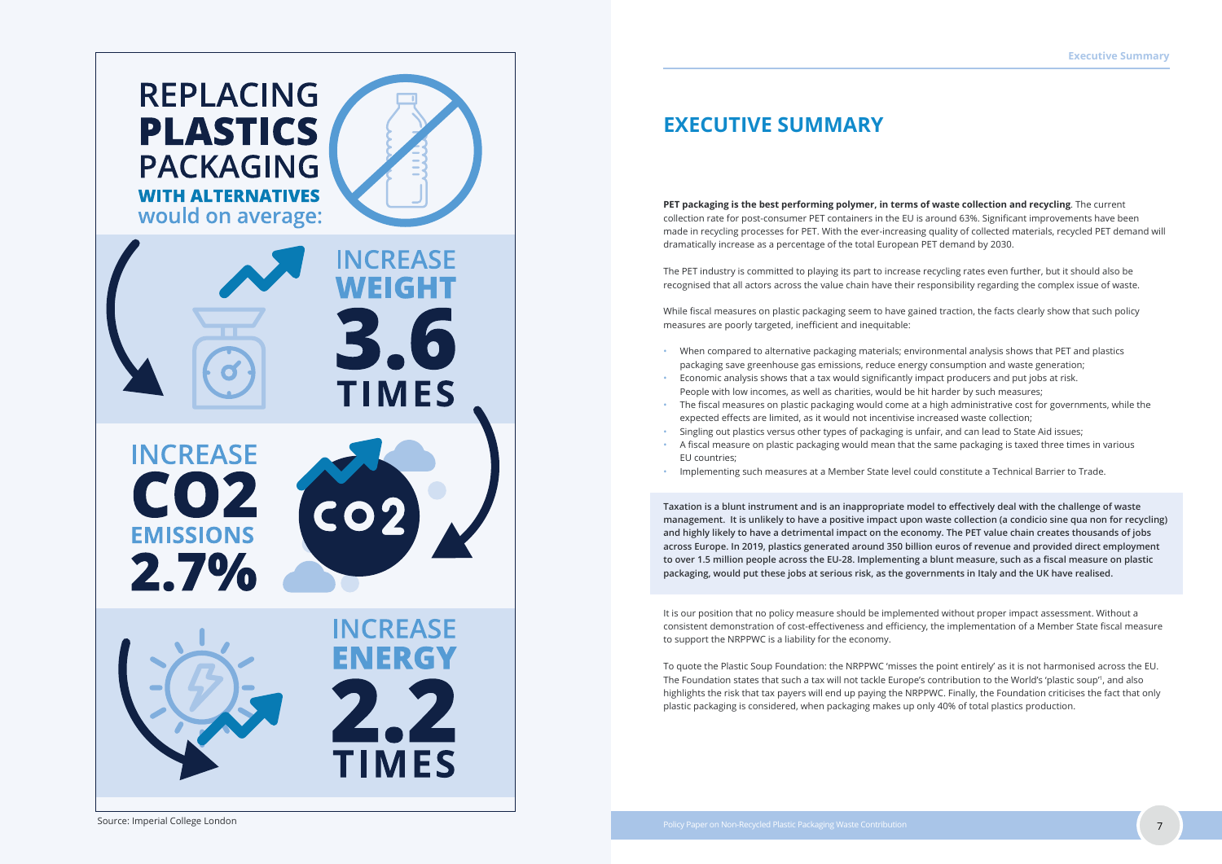REPLACING **PLASTICS** PACKAGING **WITH ALTERNATIVES** would on average:

INCREASE **WEIGHT** **3.6** TIMES

INCREASE **CO2** EMISSIONS **2.7%**

INCREASE **ENERGY** **2.2** TIMES

Source: Imperial College London

# EXECUTIVE SUMMARY

**PET packaging is the best performing polymer, in terms of waste collection and recycling**. The current collection rate for post-consumer PET containers in the EU is around 63%. Significant improvements have been made in recycling processes for PET. With the ever-increasing quality of collected materials, recycled PET demand will dramatically increase as a percentage of the total European PET demand by 2030.

The PET industry is committed to playing its part to increase recycling rates even further, but it should also be recognised that all actors across the value chain have their responsibility regarding the complex issue of waste.

While fiscal measures on plastic packaging seem to have gained traction, the facts clearly show that such policy measures are poorly targeted, inefficient and inequitable:

- When compared to alternative packaging materials; environmental analysis shows that PET and plastics packaging save greenhouse gas emissions, reduce energy consumption and waste generation;
- Economic analysis shows that a tax would significantly impact producers and put jobs at risk. People with low incomes, as well as charities, would be hit harder by such measures;
- The fiscal measures on plastic packaging would come at a high administrative cost for governments, while the expected effects are limited, as it would not incentivise increased waste collection;
- Singling out plastics versus other types of packaging is unfair, and can lead to State Aid issues;
- A fiscal measure on plastic packaging would mean that the same packaging is taxed three times in various EU countries;
- Implementing such measures at a Member State level could constitute a Technical Barrier to Trade.

**Taxation is a blunt instrument and is an inappropriate model to effectively deal with the challenge of waste management. It is unlikely to have a positive impact upon waste collection (a condicio sine qua non for recycling) and highly likely to have a detrimental impact on the economy. The PET value chain creates thousands of jobs across Europe. In 2019, plastics generated around 350 billion euros of revenue and provided direct employment to over 1.5 million people across the EU-28. Implementing a blunt measure, such as a fiscal measure on plastic packaging, would put these jobs at serious risk, as the governments in Italy and the UK have realised.**

It is our position that no policy measure should be implemented without proper impact assessment. Without a consistent demonstration of cost-effectiveness and efficiency, the implementation of a Member State fiscal measure to support the NRPPWC is a liability for the economy.

To quote the Plastic Soup Foundation: the NRPPWC 'misses the point entirely' as it is not harmonised across the EU. The Foundation states that such a tax will not tackle Europe's contribution to the World's 'plastic soup'[1], and also highlights the risk that tax payers will end up paying the NRPPWC. Finally, the Foundation criticises the fact that only plastic packaging is considered, when packaging makes up only 40% of total plastics production.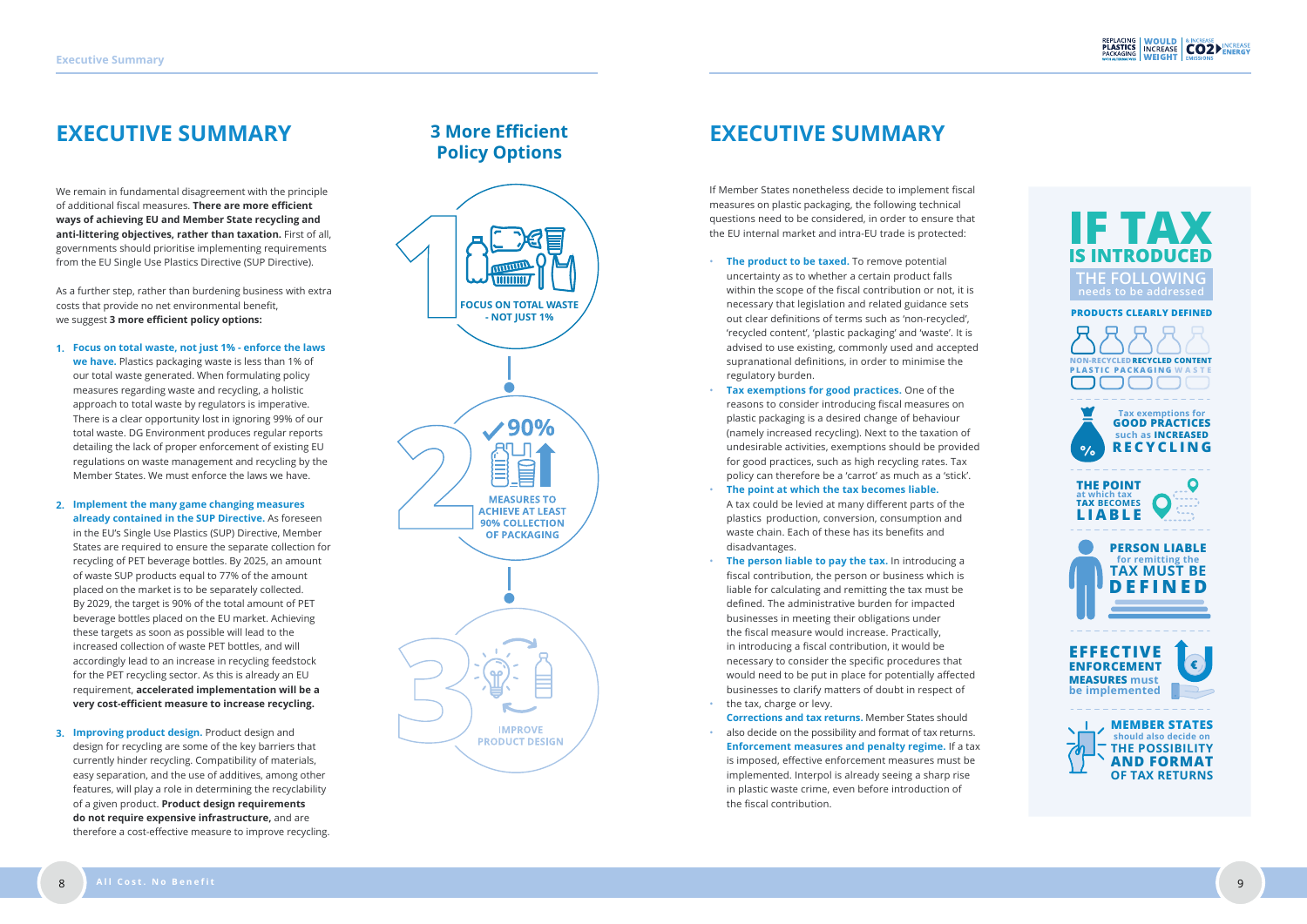# EXECUTIVE SUMMARY

We remain in fundamental disagreement with the principle of additional fiscal measures. **There are more efficient ways of achieving EU and Member State recycling and anti-littering objectives, rather than taxation.** First of all, governments should prioritise implementing requirements from the EU Single Use Plastics Directive (SUP Directive).

As a further step, rather than burdening business with extra costs that provide no net environmental benefit, we suggest **3 more efficient policy options:**

1. **Focus on total waste, not just 1% - enforce the laws we have.** Plastics packaging waste is less than 1% of our total waste generated. When formulating policy measures regarding waste and recycling, a holistic approach to total waste by regulators is imperative. There is a clear opportunity lost in ignoring 99% of our total waste. DG Environment produces regular reports detailing the lack of proper enforcement of existing EU regulations on waste management and recycling by the Member States. We must enforce the laws we have.

2. **Implement the many game changing measures already contained in the SUP Directive.** As foreseen in the EU's Single Use Plastics (SUP) Directive, Member States are required to ensure the separate collection for recycling of PET beverage bottles. By 2025, an amount of waste SUP products equal to 77% of the amount placed on the market is to be separately collected. By 2029, the target is 90% of the total amount of PET beverage bottles placed on the EU market. Achieving these targets as soon as possible will lead to the increased collection of waste PET bottles, and will accordingly lead to an increase in recycling feedstock for the PET recycling sector. As this is already an EU requirement, **accelerated implementation will be a very cost-efficient measure to increase recycling.**

3. **Improving product design.** Product design and design for recycling are some of the key barriers that currently hinder recycling. Compatibility of materials, easy separation, and the use of additives, among other features, will play a role in determining the recyclability of a given product. **Product design requirements do not require expensive infrastructure,** and are therefore a cost-effective measure to improve recycling.

## 3 More Efficient Policy Options

1. FOCUS ON TOTAL WASTE - NOT JUST 1%
2. 90% - MEASURES TO ACHIEVE AT LEAST 90% COLLECTION OF PACKAGING
3. IMPROVE PRODUCT DESIGN

# EXECUTIVE SUMMARY

If Member States nonetheless decide to implement fiscal measures on plastic packaging, the following technical questions need to be considered, in order to ensure that the EU internal market and intra-EU trade is protected:

- **The product to be taxed.** To remove potential uncertainty as to whether a certain product falls within the scope of the fiscal contribution or not, it is necessary that legislation and related guidance sets out clear definitions of terms such as 'non-recycled', 'recycled content', 'plastic packaging' and 'waste'. It is advised to use existing, commonly used and accepted supranational definitions, in order to minimise the regulatory burden.
- **Tax exemptions for good practices.** One of the reasons to consider introducing fiscal measures on plastic packaging is a desired change of behaviour (namely increased recycling). Next to the taxation of undesirable activities, exemptions should be provided for good practices, such as high recycling rates. Tax policy can therefore be a 'carrot' as much as a 'stick'.
- **The point at which the tax becomes liable.** A tax could be levied at many different parts of the plastics production, conversion, consumption and waste chain. Each of these has its benefits and disadvantages.
- **The person liable to pay the tax.** In introducing a fiscal contribution, the person or business which is liable for calculating and remitting the tax must be defined. The administrative burden for impacted businesses in meeting their obligations under the fiscal measure would increase. Practically, in introducing a fiscal contribution, it would be necessary to consider the specific procedures that would need to be put in place for potentially affected businesses to clarify matters of doubt in respect of the tax, charge or levy.
- **Corrections and tax returns.** Member States should also decide on the possibility and format of tax returns.
- **Enforcement measures and penalty regime.** If a tax is imposed, effective enforcement measures must be implemented. Interpol is already seeing a sharp rise in plastic waste crime, even before introduction of the fiscal contribution.

**IF TAX IS INTRODUCED**
THE FOLLOWING needs to be addressed

- **PRODUCTS CLEARLY DEFINED** — NON-RECYCLED, RECYCLED CONTENT, PLASTIC PACKAGING, WASTE
- Tax exemptions for **GOOD PRACTICES** such as **INCREASED RECYCLING**
- **THE POINT** at which tax **TAX BECOMES LIABLE**
- **PERSON LIABLE** for remitting the **TAX MUST BE DEFINED**
- **EFFECTIVE ENFORCEMENT MEASURES** must be implemented
- **MEMBER STATES** should also decide on **THE POSSIBILITY AND FORMAT OF TAX RETURNS**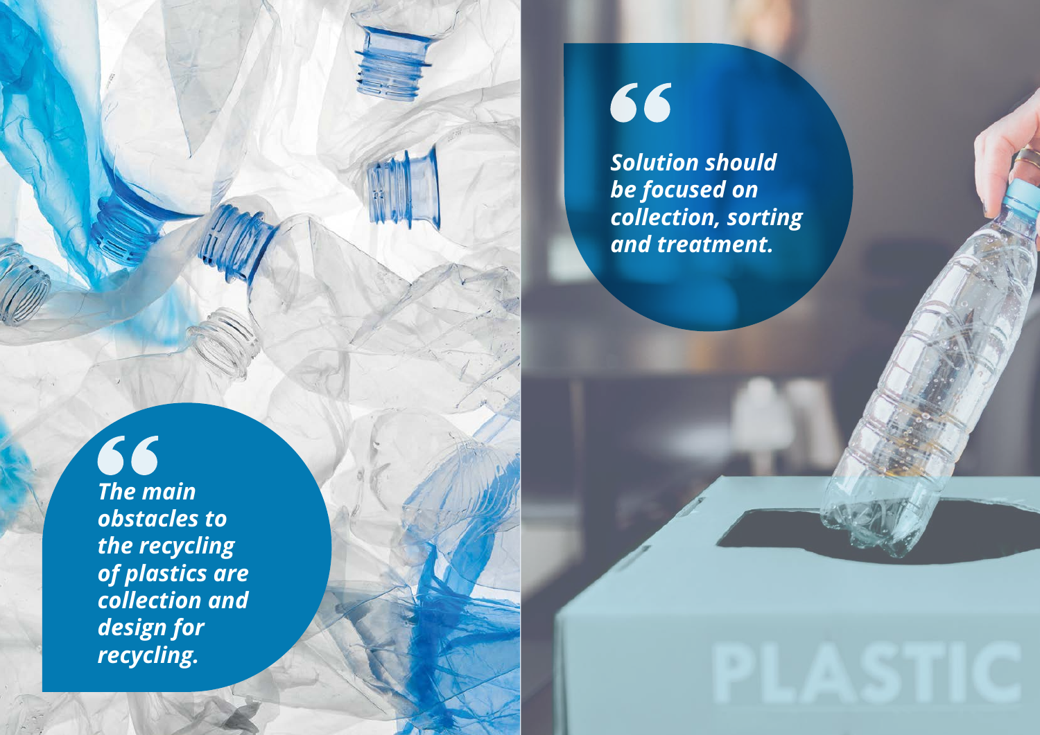> *The main obstacles to the recycling of plastics are collection and design for recycling.*

> *Solution should be focused on collection, sorting and treatment.*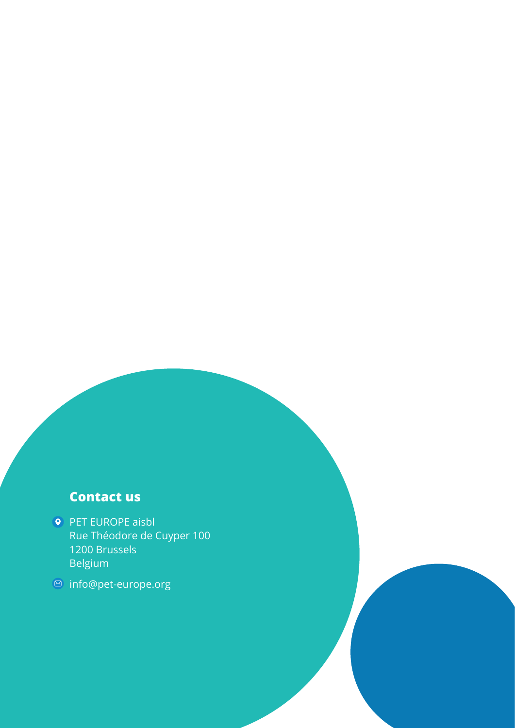## Contact us

PET EUROPE aisbl
Rue Théodore de Cuyper 100
1200 Brussels
Belgium

info@pet-europe.org